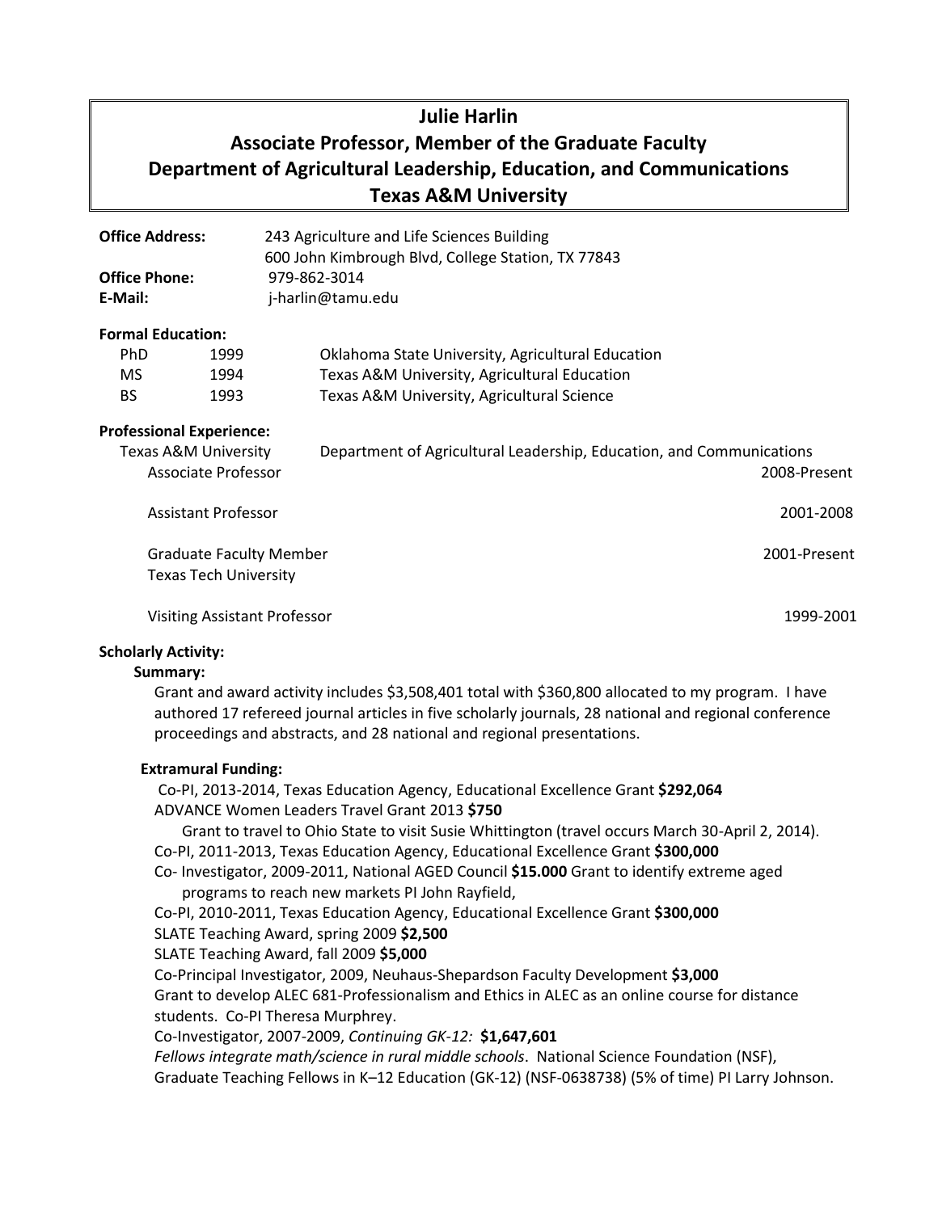# Julie Harlin
## Associate Professor, Member of the Graduate Faculty
## Department of Agricultural Leadership, Education, and Communications
## Texas A&M University

**Office Address:** 243 Agriculture and Life Sciences Building
600 John Kimbrough Blvd, College Station, TX 77843

**Office Phone:** 979-862-3014

**E-Mail:** j-harlin@tamu.edu

**Formal Education:**

| | | |
|---|---|---|
| PhD | 1999 | Oklahoma State University, Agricultural Education |
| MS | 1994 | Texas A&M University, Agricultural Education |
| BS | 1993 | Texas A&M University, Agricultural Science |

**Professional Experience:**

Texas A&M University — Department of Agricultural Leadership, Education, and Communications

- Associate Professor — 2008-Present
- Assistant Professor — 2001-2008
- Graduate Faculty Member — 2001-Present

Texas Tech University

- Visiting Assistant Professor — 1999-2001

**Scholarly Activity:**

**Summary:**

Grant and award activity includes $3,508,401 total with $360,800 allocated to my program. I have authored 17 refereed journal articles in five scholarly journals, 28 national and regional conference proceedings and abstracts, and 28 national and regional presentations.

**Extramural Funding:**

Co-PI, 2013-2014, Texas Education Agency, Educational Excellence Grant **$292,064**

ADVANCE Women Leaders Travel Grant 2013 **$750**

Grant to travel to Ohio State to visit Susie Whittington (travel occurs March 30-April 2, 2014).

Co-PI, 2011-2013, Texas Education Agency, Educational Excellence Grant **$300,000**

Co- Investigator, 2009-2011, National AGED Council **$15.000** Grant to identify extreme aged programs to reach new markets PI John Rayfield,

Co-PI, 2010-2011, Texas Education Agency, Educational Excellence Grant **$300,000**

SLATE Teaching Award, spring 2009 **$2,500**

SLATE Teaching Award, fall 2009 **$5,000**

Co-Principal Investigator, 2009, Neuhaus-Shepardson Faculty Development **$3,000**
Grant to develop ALEC 681-Professionalism and Ethics in ALEC as an online course for distance students. Co-PI Theresa Murphrey.

Co-Investigator, 2007-2009, *Continuing GK-12:* **$1,647,601**
*Fellows integrate math/science in rural middle schools*. National Science Foundation (NSF), Graduate Teaching Fellows in K–12 Education (GK-12) (NSF-0638738) (5% of time) PI Larry Johnson.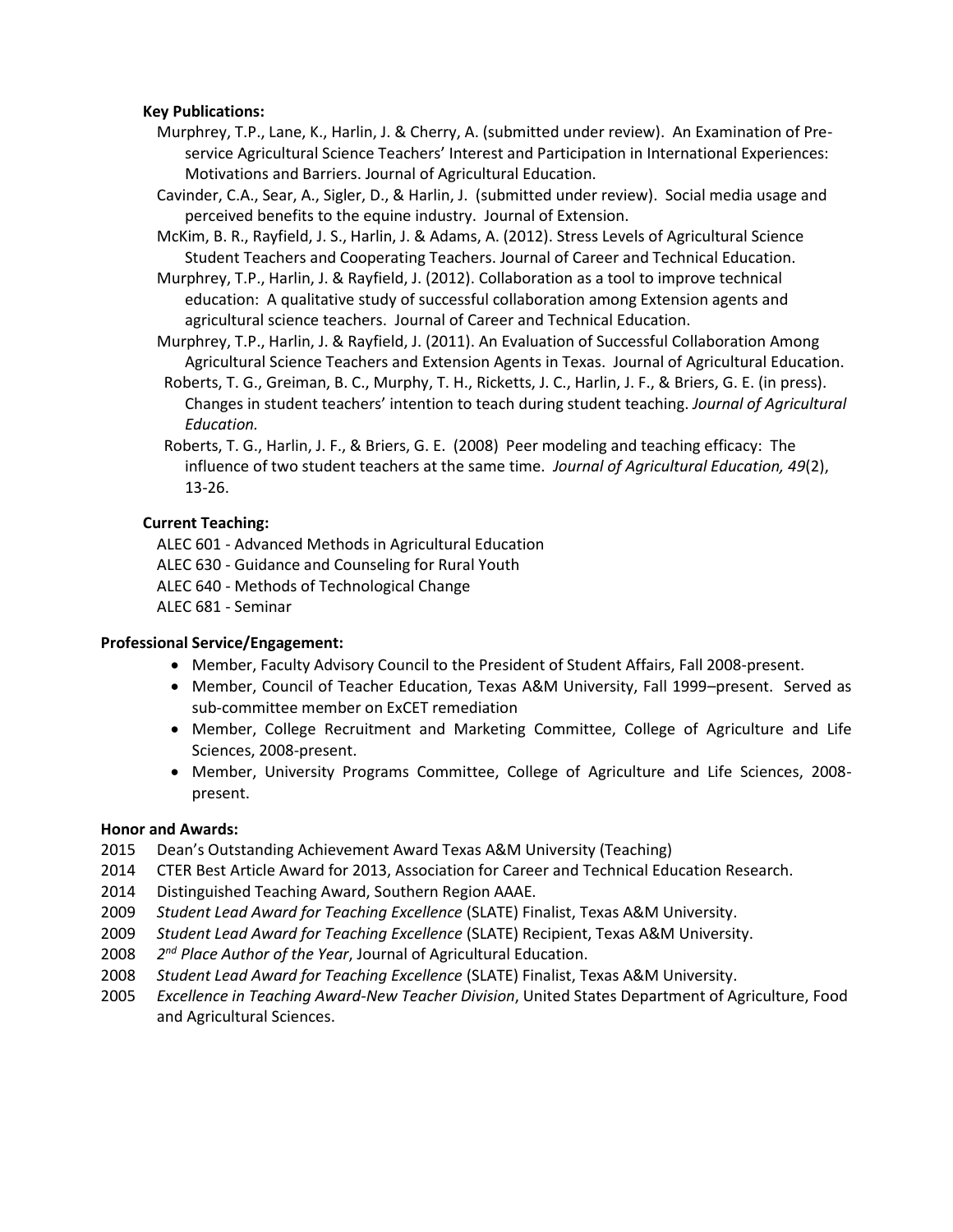**Key Publications:**

Murphrey, T.P., Lane, K., Harlin, J. & Cherry, A. (submitted under review). An Examination of Pre-service Agricultural Science Teachers' Interest and Participation in International Experiences: Motivations and Barriers. Journal of Agricultural Education.

Cavinder, C.A., Sear, A., Sigler, D., & Harlin, J. (submitted under review). Social media usage and perceived benefits to the equine industry. Journal of Extension.

McKim, B. R., Rayfield, J. S., Harlin, J. & Adams, A. (2012). Stress Levels of Agricultural Science Student Teachers and Cooperating Teachers. Journal of Career and Technical Education.

Murphrey, T.P., Harlin, J. & Rayfield, J. (2012). Collaboration as a tool to improve technical education: A qualitative study of successful collaboration among Extension agents and agricultural science teachers. Journal of Career and Technical Education.

Murphrey, T.P., Harlin, J. & Rayfield, J. (2011). An Evaluation of Successful Collaboration Among Agricultural Science Teachers and Extension Agents in Texas. Journal of Agricultural Education.

Roberts, T. G., Greiman, B. C., Murphy, T. H., Ricketts, J. C., Harlin, J. F., & Briers, G. E. (in press). Changes in student teachers' intention to teach during student teaching. *Journal of Agricultural Education.*

Roberts, T. G., Harlin, J. F., & Briers, G. E. (2008) Peer modeling and teaching efficacy: The influence of two student teachers at the same time. *Journal of Agricultural Education, 49*(2), 13-26.

**Current Teaching:**

ALEC 601 - Advanced Methods in Agricultural Education
ALEC 630 - Guidance and Counseling for Rural Youth
ALEC 640 - Methods of Technological Change
ALEC 681 - Seminar

**Professional Service/Engagement:**

- Member, Faculty Advisory Council to the President of Student Affairs, Fall 2008-present.
- Member, Council of Teacher Education, Texas A&M University, Fall 1999–present. Served as sub-committee member on ExCET remediation
- Member, College Recruitment and Marketing Committee, College of Agriculture and Life Sciences, 2008-present.
- Member, University Programs Committee, College of Agriculture and Life Sciences, 2008-present.

**Honor and Awards:**

2015 Dean's Outstanding Achievement Award Texas A&M University (Teaching)
2014 CTER Best Article Award for 2013, Association for Career and Technical Education Research.
2014 Distinguished Teaching Award, Southern Region AAAE.
2009 *Student Lead Award for Teaching Excellence* (SLATE) Finalist, Texas A&M University.
2009 *Student Lead Award for Teaching Excellence* (SLATE) Recipient, Texas A&M University.
2008 *2nd Place Author of the Year*, Journal of Agricultural Education.
2008 *Student Lead Award for Teaching Excellence* (SLATE) Finalist, Texas A&M University.
2005 *Excellence in Teaching Award-New Teacher Division*, United States Department of Agriculture, Food and Agricultural Sciences.